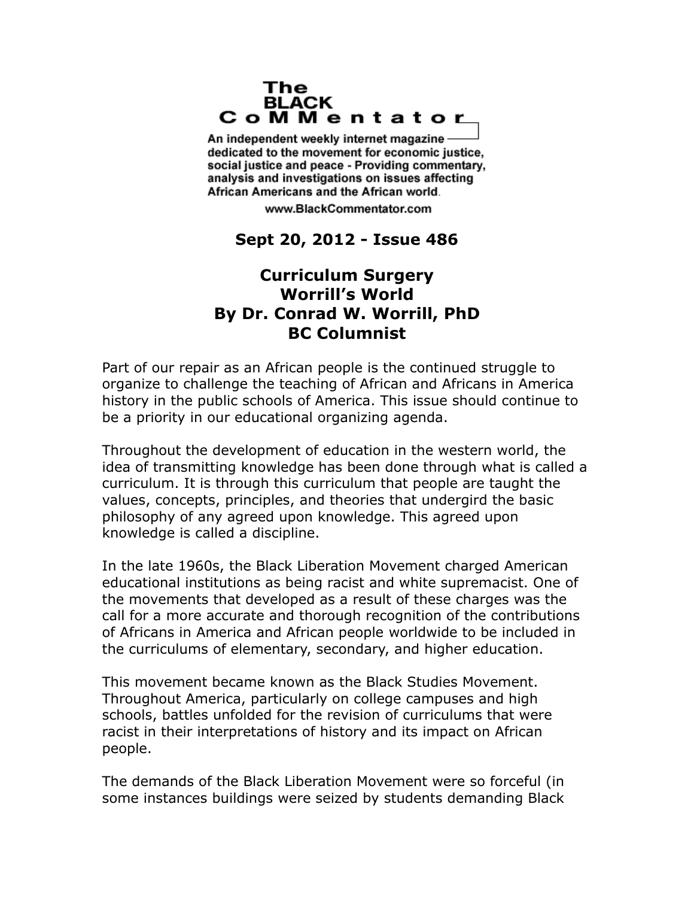# The BLACK CoMMentator

An independent weekly internet magazine dedicated to the movement for economic justice, social justice and peace - Providing commentary, analysis and investigations on issues affecting African Americans and the African world.

www.BlackCommentator.com

**Sept 20, 2012 - Issue 486**

## Curriculum Surgery
## Worrill's World
## By Dr. Conrad W. Worrill, PhD
## BC Columnist

Part of our repair as an African people is the continued struggle to organize to challenge the teaching of African and Africans in America history in the public schools of America. This issue should continue to be a priority in our educational organizing agenda.

Throughout the development of education in the western world, the idea of transmitting knowledge has been done through what is called a curriculum. It is through this curriculum that people are taught the values, concepts, principles, and theories that undergird the basic philosophy of any agreed upon knowledge. This agreed upon knowledge is called a discipline.

In the late 1960s, the Black Liberation Movement charged American educational institutions as being racist and white supremacist. One of the movements that developed as a result of these charges was the call for a more accurate and thorough recognition of the contributions of Africans in America and African people worldwide to be included in the curriculums of elementary, secondary, and higher education.

This movement became known as the Black Studies Movement. Throughout America, particularly on college campuses and high schools, battles unfolded for the revision of curriculums that were racist in their interpretations of history and its impact on African people.

The demands of the Black Liberation Movement were so forceful (in some instances buildings were seized by students demanding Black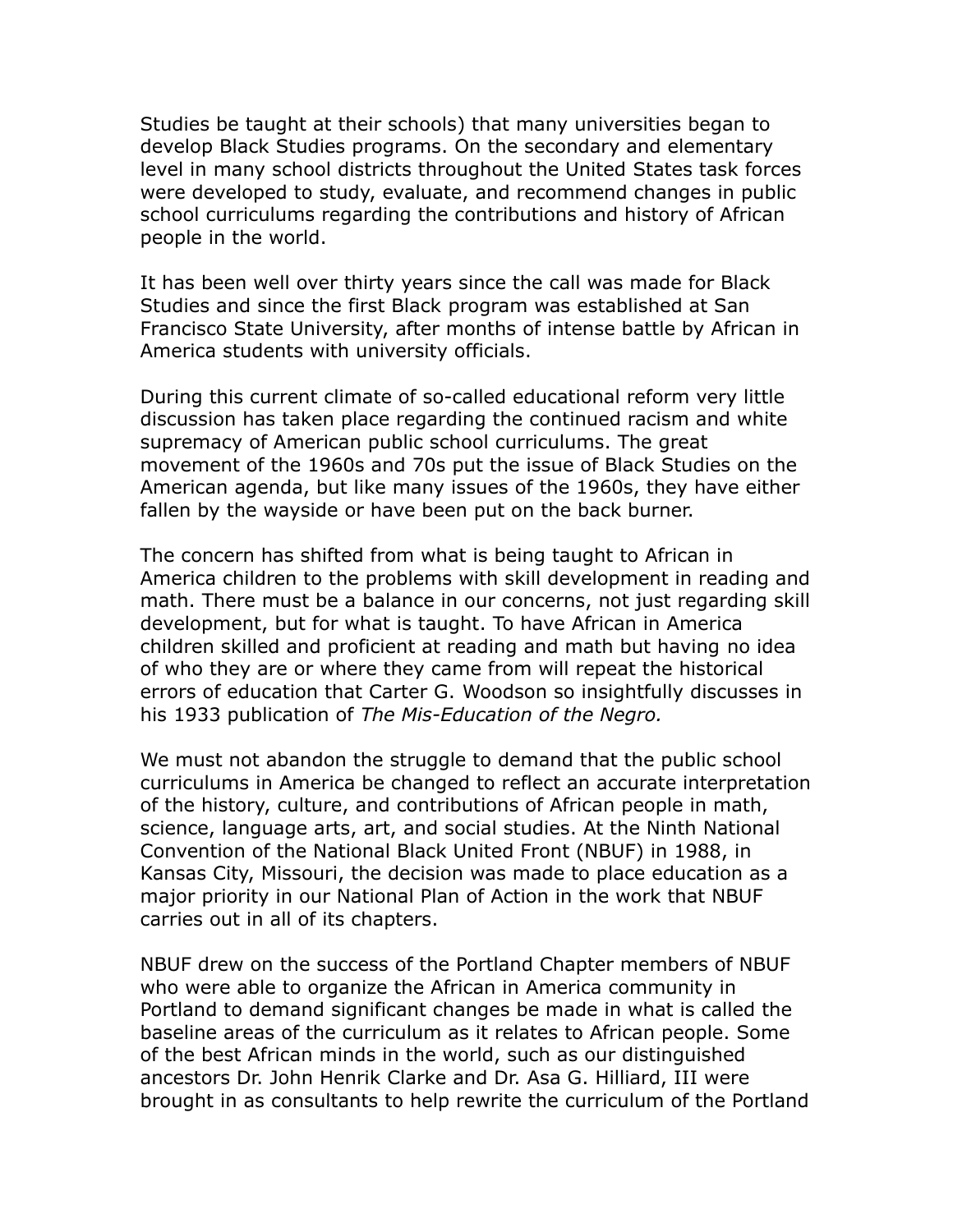Studies be taught at their schools) that many universities began to develop Black Studies programs. On the secondary and elementary level in many school districts throughout the United States task forces were developed to study, evaluate, and recommend changes in public school curriculums regarding the contributions and history of African people in the world.

It has been well over thirty years since the call was made for Black Studies and since the first Black program was established at San Francisco State University, after months of intense battle by African in America students with university officials.

During this current climate of so-called educational reform very little discussion has taken place regarding the continued racism and white supremacy of American public school curriculums. The great movement of the 1960s and 70s put the issue of Black Studies on the American agenda, but like many issues of the 1960s, they have either fallen by the wayside or have been put on the back burner.

The concern has shifted from what is being taught to African in America children to the problems with skill development in reading and math. There must be a balance in our concerns, not just regarding skill development, but for what is taught. To have African in America children skilled and proficient at reading and math but having no idea of who they are or where they came from will repeat the historical errors of education that Carter G. Woodson so insightfully discusses in his 1933 publication of *The Mis-Education of the Negro.*

We must not abandon the struggle to demand that the public school curriculums in America be changed to reflect an accurate interpretation of the history, culture, and contributions of African people in math, science, language arts, art, and social studies. At the Ninth National Convention of the National Black United Front (NBUF) in 1988, in Kansas City, Missouri, the decision was made to place education as a major priority in our National Plan of Action in the work that NBUF carries out in all of its chapters.

NBUF drew on the success of the Portland Chapter members of NBUF who were able to organize the African in America community in Portland to demand significant changes be made in what is called the baseline areas of the curriculum as it relates to African people. Some of the best African minds in the world, such as our distinguished ancestors Dr. John Henrik Clarke and Dr. Asa G. Hilliard, III were brought in as consultants to help rewrite the curriculum of the Portland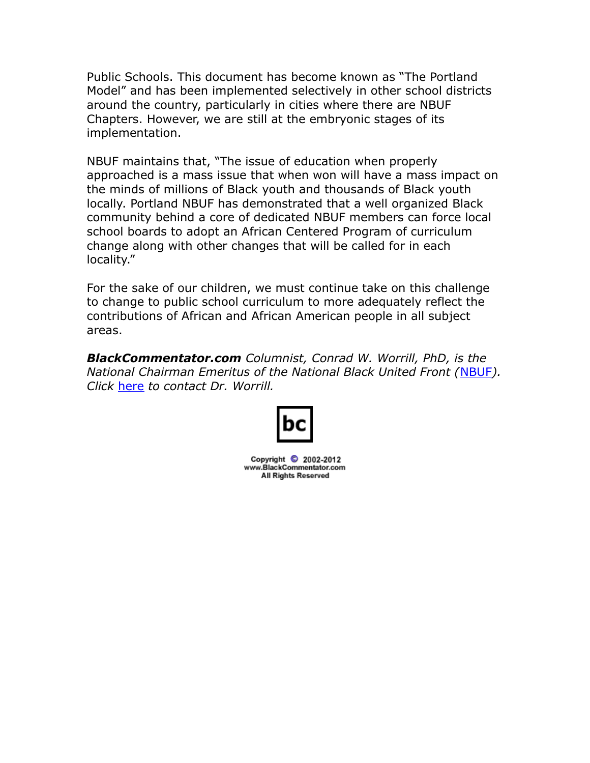Public Schools. This document has become known as "The Portland Model" and has been implemented selectively in other school districts around the country, particularly in cities where there are NBUF Chapters. However, we are still at the embryonic stages of its implementation.

NBUF maintains that, "The issue of education when properly approached is a mass issue that when won will have a mass impact on the minds of millions of Black youth and thousands of Black youth locally. Portland NBUF has demonstrated that a well organized Black community behind a core of dedicated NBUF members can force local school boards to adopt an African Centered Program of curriculum change along with other changes that will be called for in each locality."

For the sake of our children, we must continue take on this challenge to change to public school curriculum to more adequately reflect the contributions of African and African American people in all subject areas.

***BlackCommentator.com*** *Columnist, Conrad W. Worrill, PhD, is the National Chairman Emeritus of the National Black United Front (*[NBUF](#)*). Click* [here](#) *to contact Dr. Worrill.*

bc

Copyright © 2002-2012
www.BlackCommentator.com
All Rights Reserved